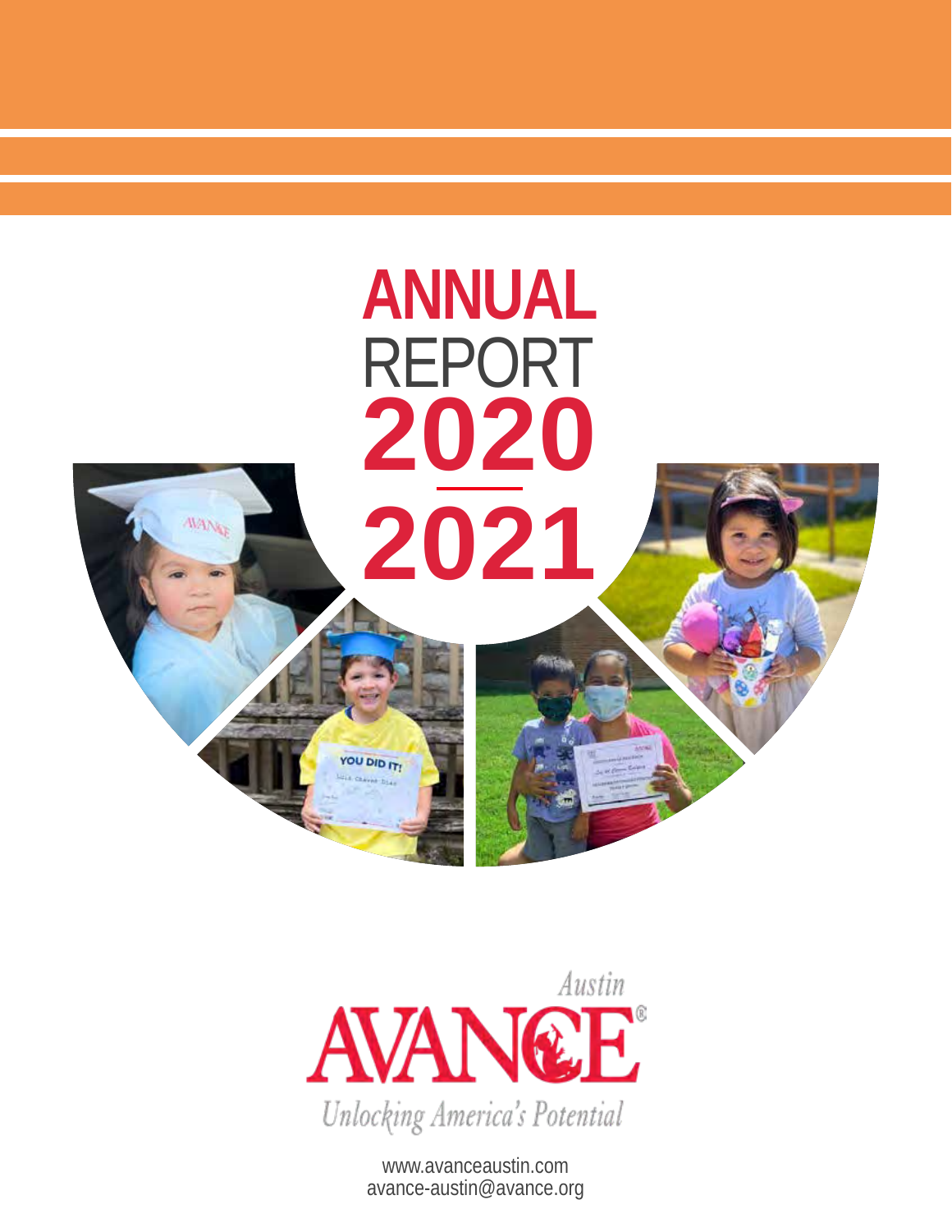# ANNUAL REPORT 2020 — 2021

Austin

AVANCE®

*Unlocking America's Potential*

www.avanceaustin.com

avance-austin@avance.org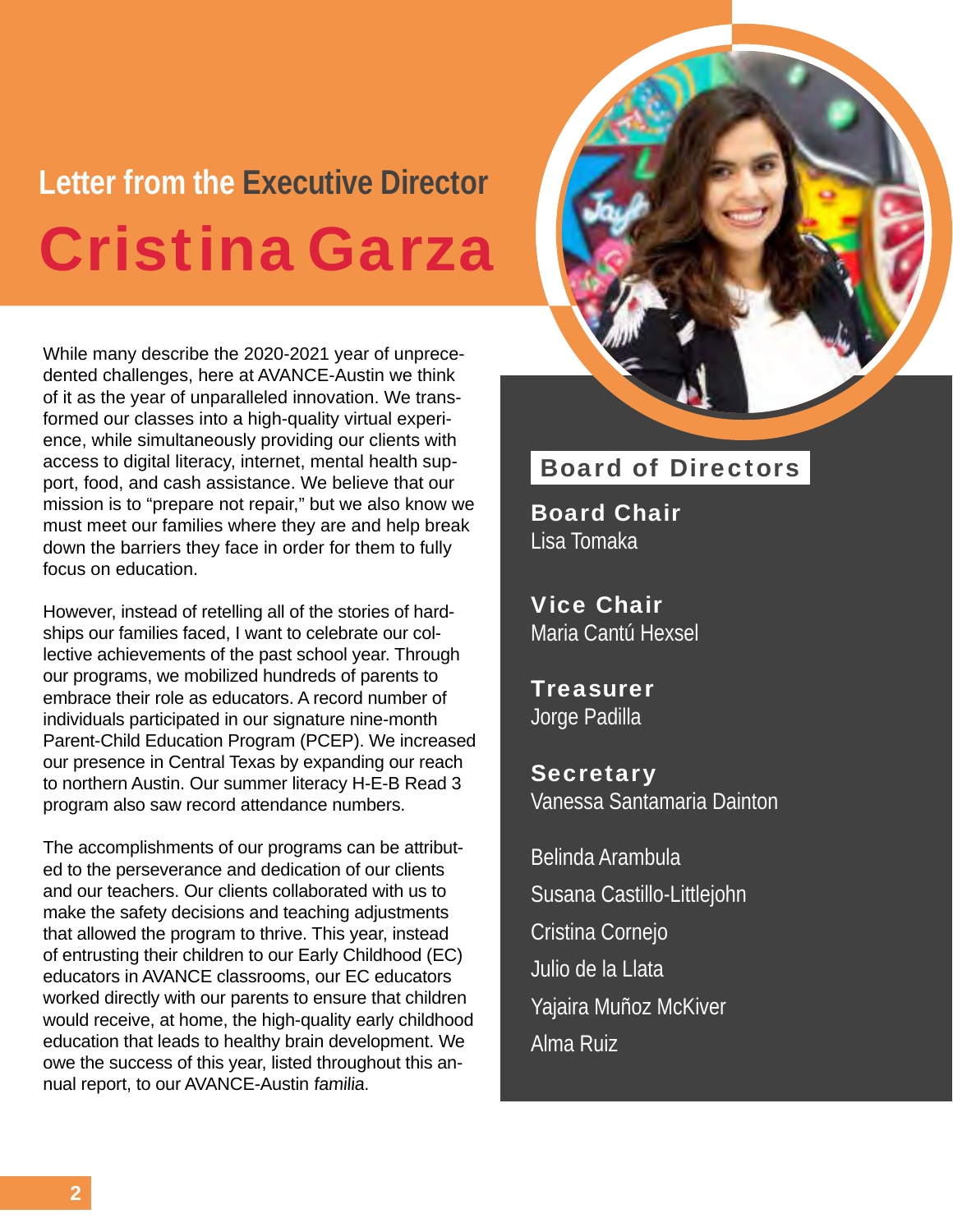## Letter from the Executive Director

# Cristina Garza

While many describe the 2020-2021 year of unprecedented challenges, here at AVANCE-Austin we think of it as the year of unparalleled innovation. We transformed our classes into a high-quality virtual experience, while simultaneously providing our clients with access to digital literacy, internet, mental health support, food, and cash assistance. We believe that our mission is to "prepare not repair," but we also know we must meet our families where they are and help break down the barriers they face in order for them to fully focus on education.

However, instead of retelling all of the stories of hardships our families faced, I want to celebrate our collective achievements of the past school year. Through our programs, we mobilized hundreds of parents to embrace their role as educators. A record number of individuals participated in our signature nine-month Parent-Child Education Program (PCEP). We increased our presence in Central Texas by expanding our reach to northern Austin. Our summer literacy H-E-B Read 3 program also saw record attendance numbers.

The accomplishments of our programs can be attributed to the perseverance and dedication of our clients and our teachers. Our clients collaborated with us to make the safety decisions and teaching adjustments that allowed the program to thrive. This year, instead of entrusting their children to our Early Childhood (EC) educators in AVANCE classrooms, our EC educators worked directly with our parents to ensure that children would receive, at home, the high-quality early childhood education that leads to healthy brain development. We owe the success of this year, listed throughout this annual report, to our AVANCE-Austin *familia.*

## Board of Directors

**Board Chair**
Lisa Tomaka

**Vice Chair**
Maria Cantú Hexsel

**Treasurer**
Jorge Padilla

**Secretary**
Vanessa Santamaria Dainton

Belinda Arambula

Susana Castillo-Littlejohn

Cristina Cornejo

Julio de la Llata

Yajaira Muñoz McKiver

Alma Ruiz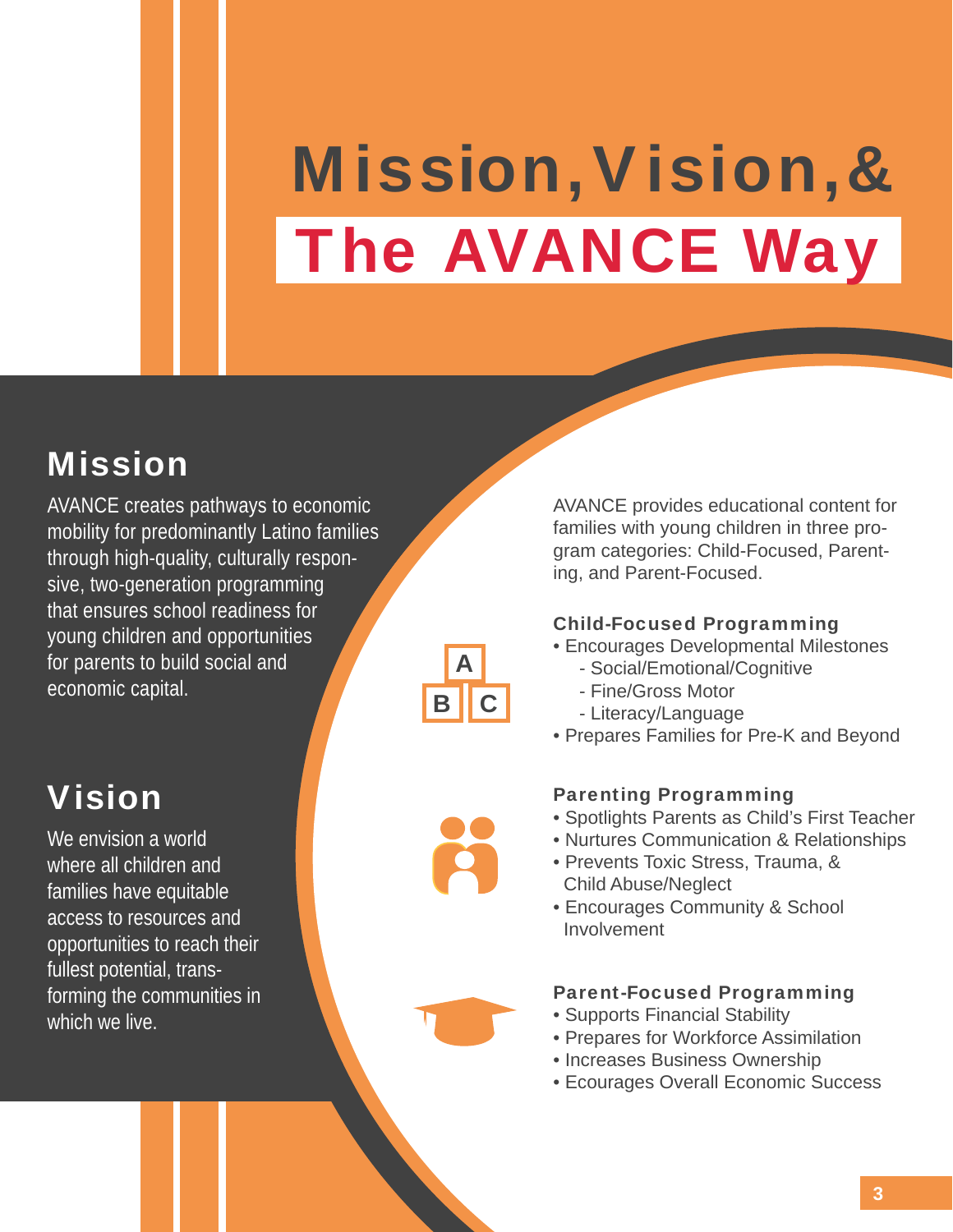# Mission, Vision, & The AVANCE Way

## Mission

AVANCE creates pathways to economic mobility for predominantly Latino families through high-quality, culturally responsive, two-generation programming that ensures school readiness for young children and opportunities for parents to build social and economic capital.

## Vision

We envision a world where all children and families have equitable access to resources and opportunities to reach their fullest potential, transforming the communities in which we live.

AVANCE provides educational content for families with young children in three program categories: Child-Focused, Parenting, and Parent-Focused.

### Child-Focused Programming

- Encourages Developmental Milestones
  - Social/Emotional/Cognitive
  - Fine/Gross Motor
  - Literacy/Language
- Prepares Families for Pre-K and Beyond

### Parenting Programming

- Spotlights Parents as Child's First Teacher
- Nurtures Communication & Relationships
- Prevents Toxic Stress, Trauma, & Child Abuse/Neglect
- Encourages Community & School Involvement

### Parent-Focused Programming

- Supports Financial Stability
- Prepares for Workforce Assimilation
- Increases Business Ownership
- Ecourages Overall Economic Success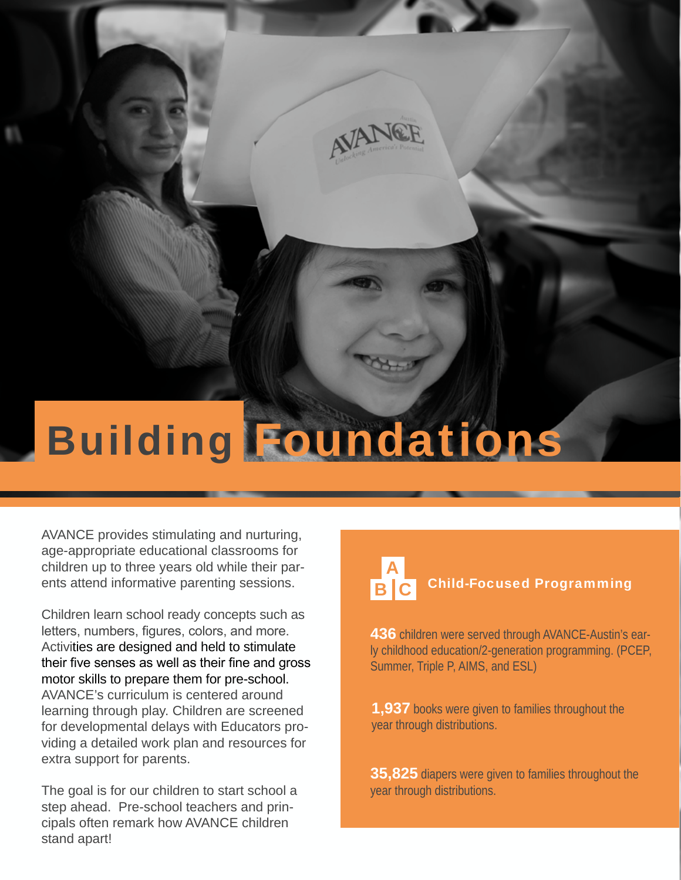# Building Foundations

AVANCE provides stimulating and nurturing, age-appropriate educational classrooms for children up to three years old while their parents attend informative parenting sessions.

Children learn school ready concepts such as letters, numbers, figures, colors, and more. Activities are designed and held to stimulate their five senses as well as their fine and gross motor skills to prepare them for pre-school. AVANCE's curriculum is centered around learning through play. Children are screened for developmental delays with Educators providing a detailed work plan and resources for extra support for parents.

The goal is for our children to start school a step ahead. Pre-school teachers and principals often remark how AVANCE children stand apart!

## Child-Focused Programming

**436** children were served through AVANCE-Austin's early childhood education/2-generation programming. (PCEP, Summer, Triple P, AIMS, and ESL)

**1,937** books were given to families throughout the year through distributions.

**35,825** diapers were given to families throughout the year through distributions.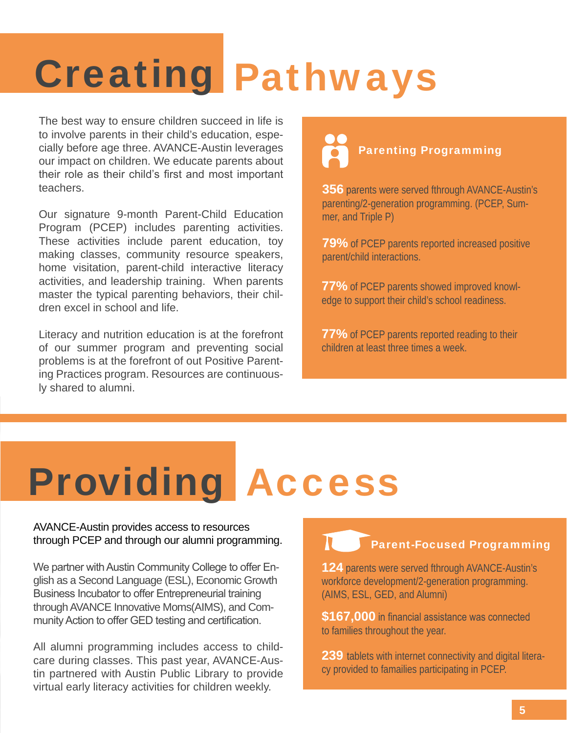# Creating Pathways

The best way to ensure children succeed in life is to involve parents in their child's education, especially before age three. AVANCE-Austin leverages our impact on children. We educate parents about their role as their child's first and most important teachers.

Our signature 9-month Parent-Child Education Program (PCEP) includes parenting activities. These activities include parent education, toy making classes, community resource speakers, home visitation, parent-child interactive literacy activities, and leadership training. When parents master the typical parenting behaviors, their children excel in school and life.

Literacy and nutrition education is at the forefront of our summer program and preventing social problems is at the forefront of out Positive Parenting Practices program. Resources are continuously shared to alumni.

### Parenting Programming

**356** parents were served fthrough AVANCE-Austin's parenting/2-generation programming. (PCEP, Summer, and Triple P)

**79%** of PCEP parents reported increased positive parent/child interactions.

**77%** of PCEP parents showed improved knowledge to support their child's school readiness.

**77%** of PCEP parents reported reading to their children at least three times a week.

# Providing Access

AVANCE-Austin provides access to resources through PCEP and through our alumni programming.

We partner with Austin Community College to offer English as a Second Language (ESL), Economic Growth Business Incubator to offer Entrepreneurial training through AVANCE Innovative Moms(AIMS), and Community Action to offer GED testing and certification.

All alumni programming includes access to childcare during classes. This past year, AVANCE-Austin partnered with Austin Public Library to provide virtual early literacy activities for children weekly.

### Parent-Focused Programming

**124** parents were served fthrough AVANCE-Austin's workforce development/2-generation programming. (AIMS, ESL, GED, and Alumni)

**$167,000** in financial assistance was connected to families throughout the year.

**239** tablets with internet connectivity and digital literacy provided to famailies participating in PCEP.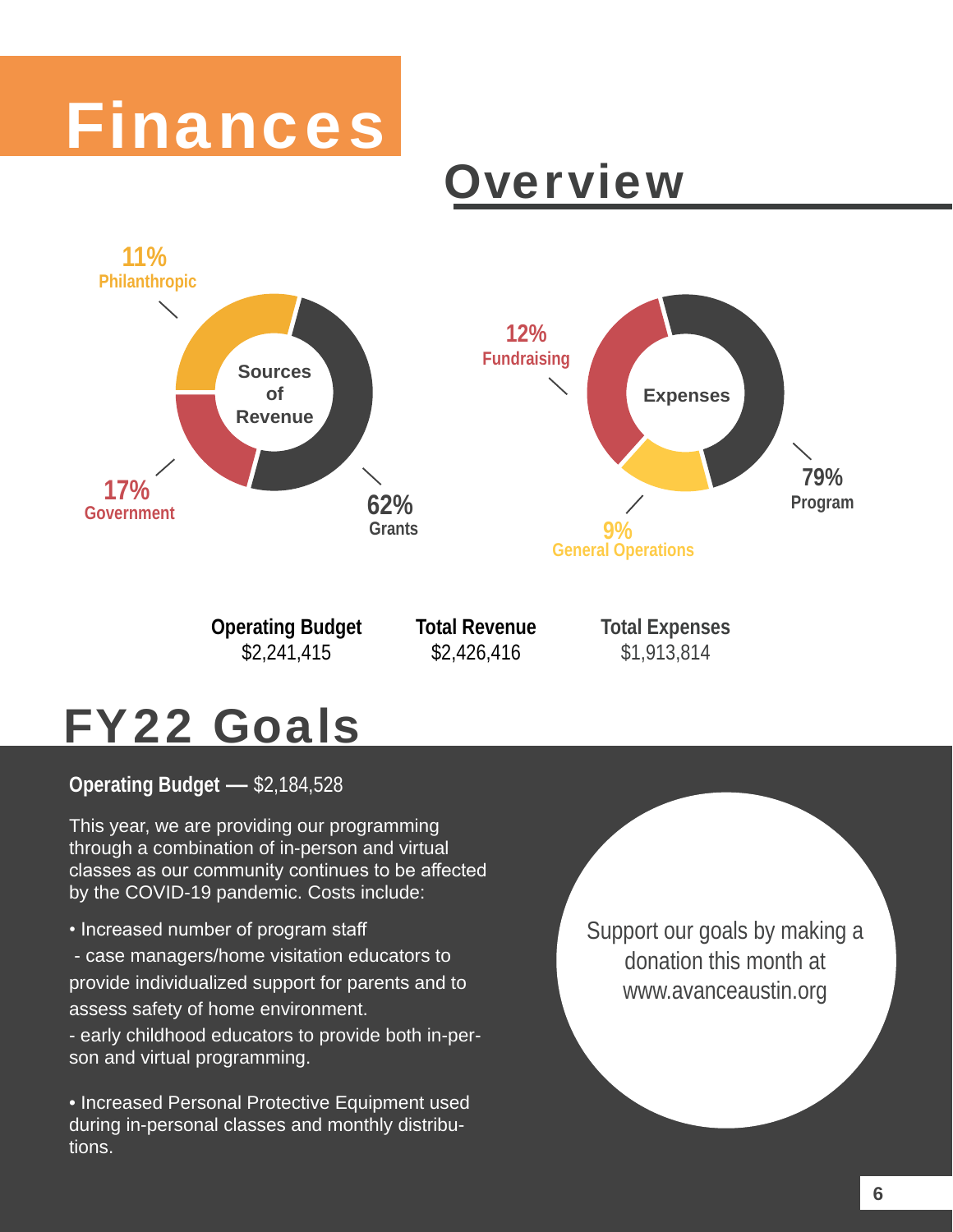# Finances

## Overview

**Sources of Revenue**

- 62% Grants
- 17% Government
- 11% Philanthropic

**Expenses**

- 79% Program
- 12% Fundraising
- 9% General Operations

| Operating Budget | Total Revenue | Total Expenses |
|---|---|---|
| $2,241,415 | $2,426,416 | $1,913,814 |

## FY22 Goals

**Operating Budget —** $2,184,528

This year, we are providing our programming through a combination of in-person and virtual classes as our community continues to be affected by the COVID-19 pandemic. Costs include:

- Increased number of program staff
  - case managers/home visitation educators to provide individualized support for parents and to assess safety of home environment.
  - early childhood educators to provide both in-person and virtual programming.
- Increased Personal Protective Equipment used during in-personal classes and monthly distributions.

Support our goals by making a donation this month at www.avanceaustin.org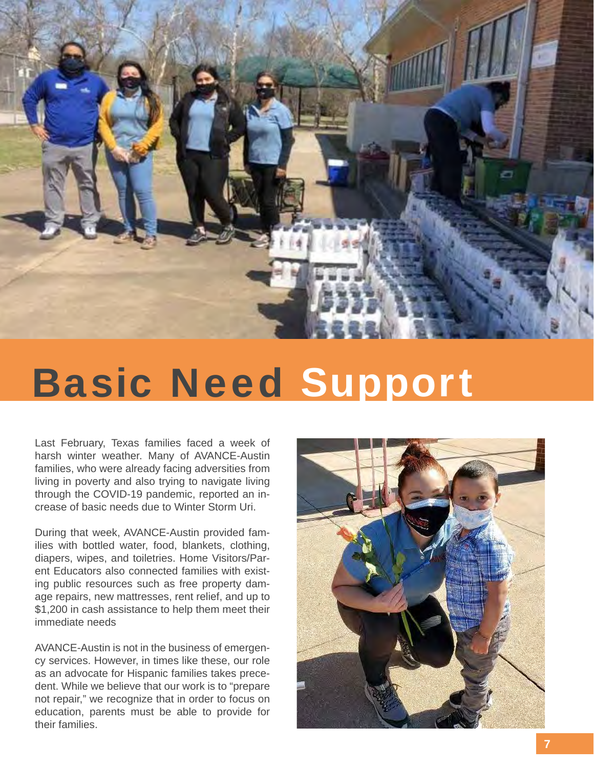# Basic Need Support

Last February, Texas families faced a week of harsh winter weather. Many of AVANCE-Austin families, who were already facing adversities from living in poverty and also trying to navigate living through the COVID-19 pandemic, reported an increase of basic needs due to Winter Storm Uri.

During that week, AVANCE-Austin provided families with bottled water, food, blankets, clothing, diapers, wipes, and toiletries. Home Visitors/Parent Educators also connected families with existing public resources such as free property damage repairs, new mattresses, rent relief, and up to $1,200 in cash assistance to help them meet their immediate needs

AVANCE-Austin is not in the business of emergency services. However, in times like these, our role as an advocate for Hispanic families takes precedent. While we believe that our work is to "prepare not repair," we recognize that in order to focus on education, parents must be able to provide for their families.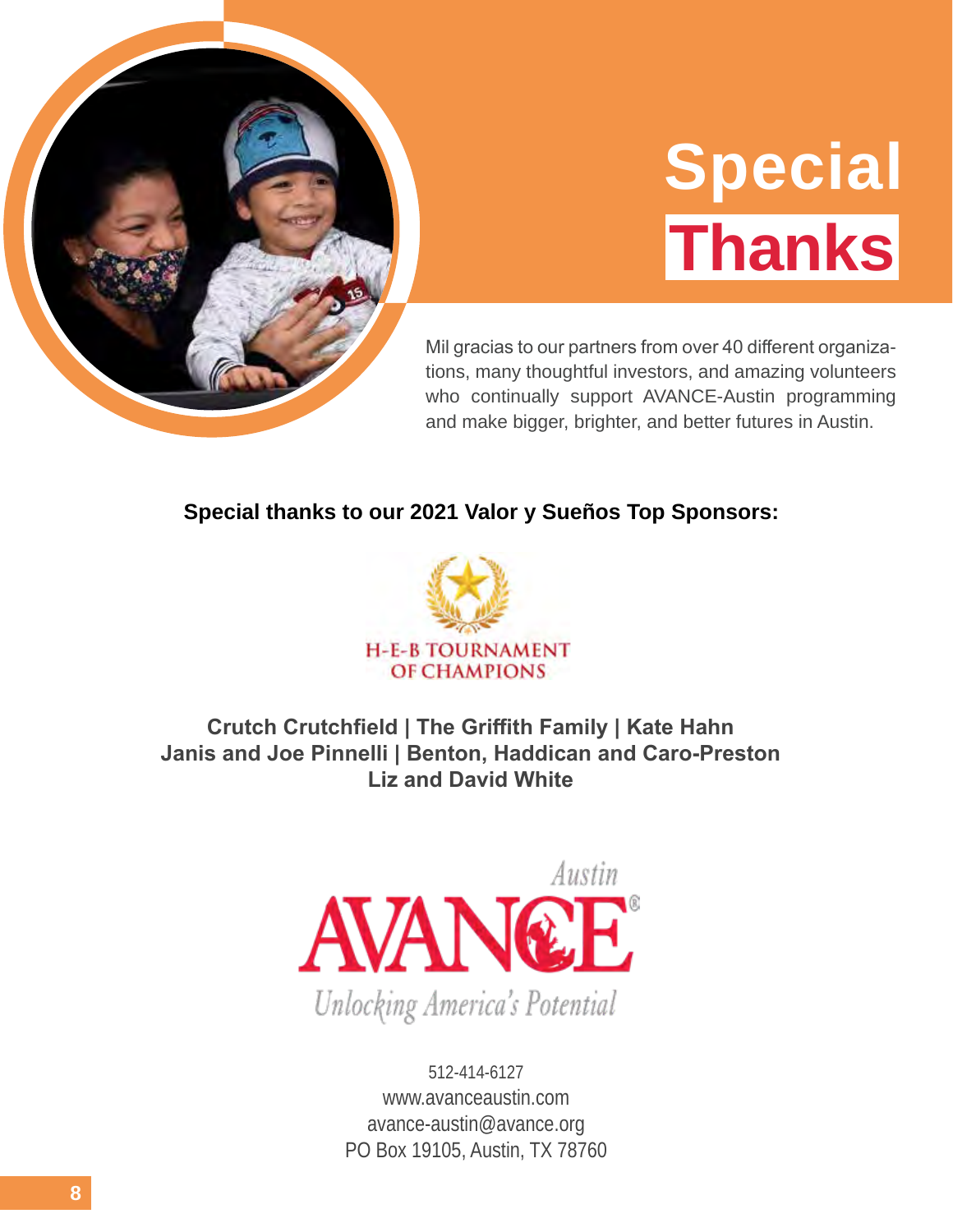# Special Thanks

Mil gracias to our partners from over 40 different organizations, many thoughtful investors, and amazing volunteers who continually support AVANCE-Austin programming and make bigger, brighter, and better futures in Austin.

**Special thanks to our 2021 Valor y Sueños Top Sponsors:**

H-E-B TOURNAMENT OF CHAMPIONS

**Crutch Crutchfield | The Griffith Family | Kate Hahn**
**Janis and Joe Pinnelli | Benton, Haddican and Caro-Preston**
**Liz and David White**

Austin AVANCE®
*Unlocking America's Potential*

512-414-6127
www.avanceaustin.com
avance-austin@avance.org
PO Box 19105, Austin, TX 78760